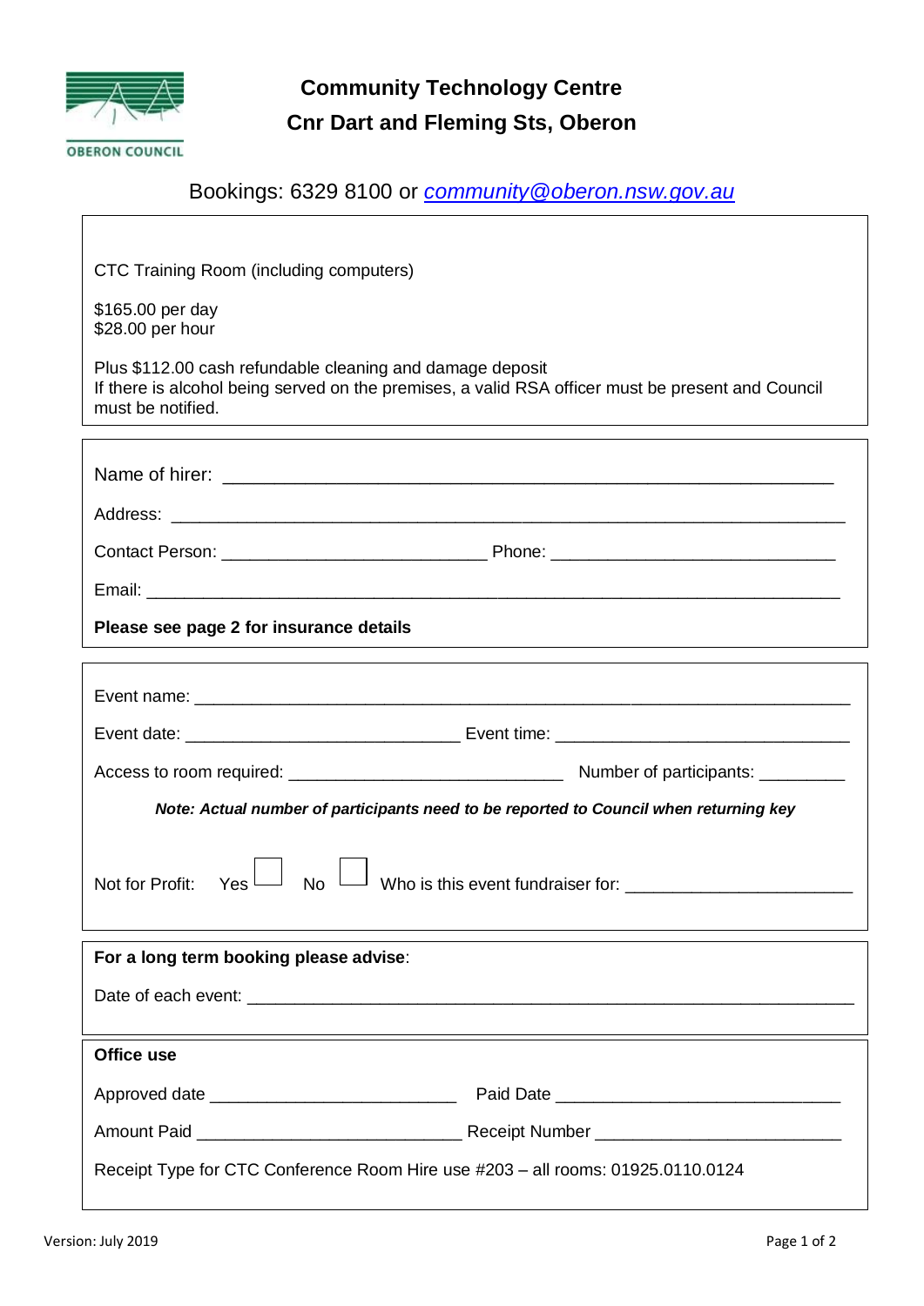OBERON COUNCIL

# Community Technology Centre
## Cnr Dart and Fleming Sts, Oberon

Bookings: 6329 8100 or [community@oberon.nsw.gov.au](mailto:community@oberon.nsw.gov.au)

CTC Training Room (including computers)

$165.00 per day
$28.00 per hour

Plus $112.00 cash refundable cleaning and damage deposit
If there is alcohol being served on the premises, a valid RSA officer must be present and Council must be notified.

---

Name of hirer: ____________________________________________________________

Address: __________________________________________________________________

Contact Person: ___________________________ Phone: ____________________________

Email: ____________________________________________________________________

**Please see page 2 for insurance details**

---

Event name: _______________________________________________________________

Event date: ____________________________ Event time: ____________________________

Access to room required: ____________________________ Number of participants: _________

***Note: Actual number of participants need to be reported to Council when returning key***

Not for Profit: Yes ☐ No ☐ Who is this event fundraiser for: _______________________

---

**For a long term booking please advise**:

Date of each event: ___________________________________________________________

---

**Office use**

Approved date _________________________ Paid Date _____________________________

Amount Paid ___________________________ Receipt Number _________________________

Receipt Type for CTC Conference Room Hire use #203 – all rooms: 01925.0110.0124

Version: July 2019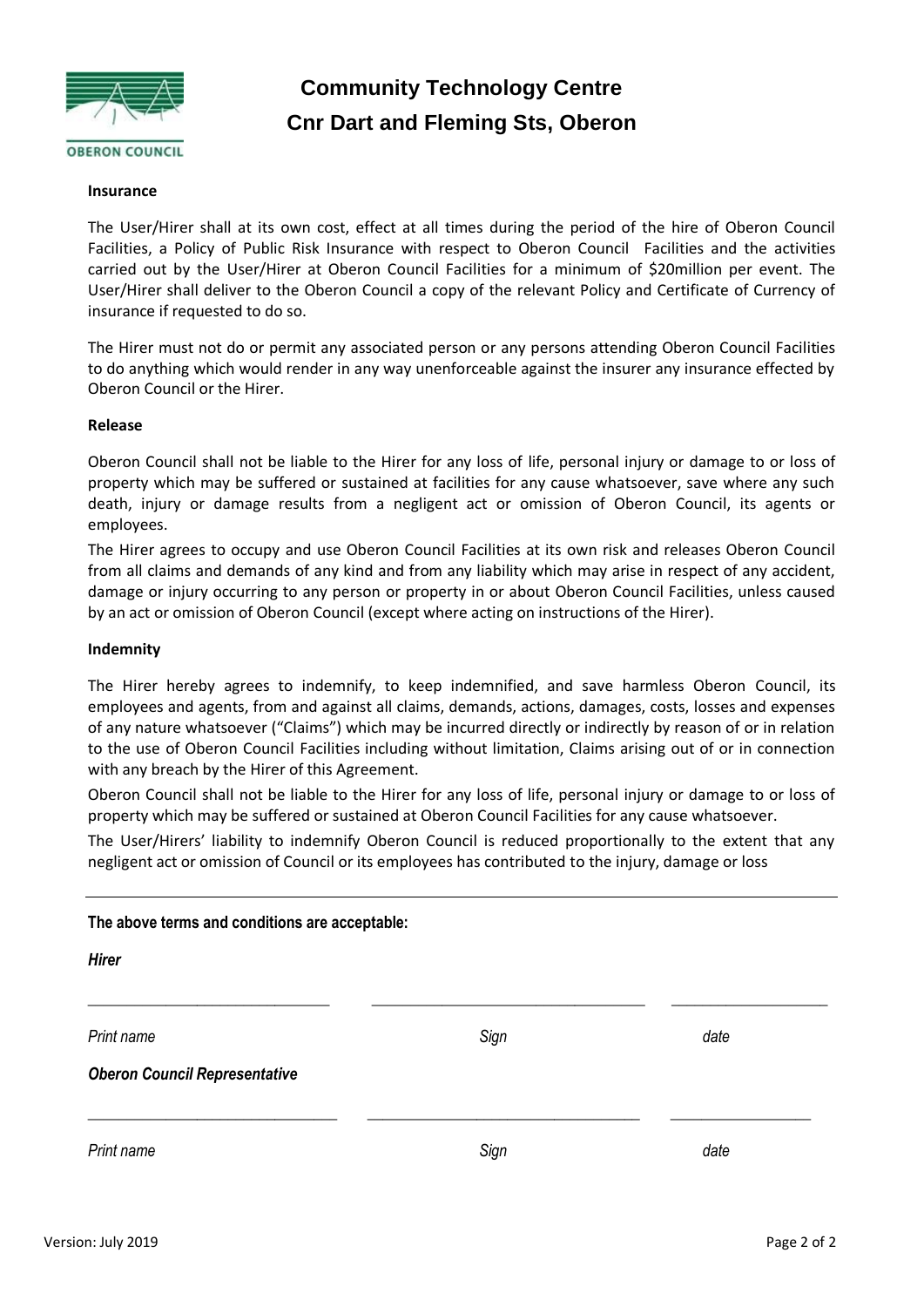# Community Technology Centre
# Cnr Dart and Fleming Sts, Oberon

OBERON COUNCIL

**Insurance**

The User/Hirer shall at its own cost, effect at all times during the period of the hire of Oberon Council Facilities, a Policy of Public Risk Insurance with respect to Oberon Council Facilities and the activities carried out by the User/Hirer at Oberon Council Facilities for a minimum of $20million per event. The User/Hirer shall deliver to the Oberon Council a copy of the relevant Policy and Certificate of Currency of insurance if requested to do so.

The Hirer must not do or permit any associated person or any persons attending Oberon Council Facilities to do anything which would render in any way unenforceable against the insurer any insurance effected by Oberon Council or the Hirer.

**Release**

Oberon Council shall not be liable to the Hirer for any loss of life, personal injury or damage to or loss of property which may be suffered or sustained at facilities for any cause whatsoever, save where any such death, injury or damage results from a negligent act or omission of Oberon Council, its agents or employees.

The Hirer agrees to occupy and use Oberon Council Facilities at its own risk and releases Oberon Council from all claims and demands of any kind and from any liability which may arise in respect of any accident, damage or injury occurring to any person or property in or about Oberon Council Facilities, unless caused by an act or omission of Oberon Council (except where acting on instructions of the Hirer).

**Indemnity**

The Hirer hereby agrees to indemnify, to keep indemnified, and save harmless Oberon Council, its employees and agents, from and against all claims, demands, actions, damages, costs, losses and expenses of any nature whatsoever ("Claims") which may be incurred directly or indirectly by reason of or in relation to the use of Oberon Council Facilities including without limitation, Claims arising out of or in connection with any breach by the Hirer of this Agreement.

Oberon Council shall not be liable to the Hirer for any loss of life, personal injury or damage to or loss of property which may be suffered or sustained at Oberon Council Facilities for any cause whatsoever.

The User/Hirers' liability to indemnify Oberon Council is reduced proportionally to the extent that any negligent act or omission of Council or its employees has contributed to the injury, damage or loss

---

**The above terms and conditions are acceptable:**

***Hirer***

| | | |
|---|---|---|
| \_\_\_\_\_\_\_\_\_\_\_\_\_\_\_\_\_\_\_\_ | \_\_\_\_\_\_\_\_\_\_\_\_\_\_\_\_\_\_\_\_ | \_\_\_\_\_\_\_\_\_\_\_\_\_\_ |
| *Print name* | *Sign* | *date* |

***Oberon Council Representative***

| | | |
|---|---|---|
| \_\_\_\_\_\_\_\_\_\_\_\_\_\_\_\_\_\_\_\_ | \_\_\_\_\_\_\_\_\_\_\_\_\_\_\_\_\_\_\_\_ | \_\_\_\_\_\_\_\_\_\_\_\_\_\_ |
| *Print name* | *Sign* | *date* |

Version: July 2019